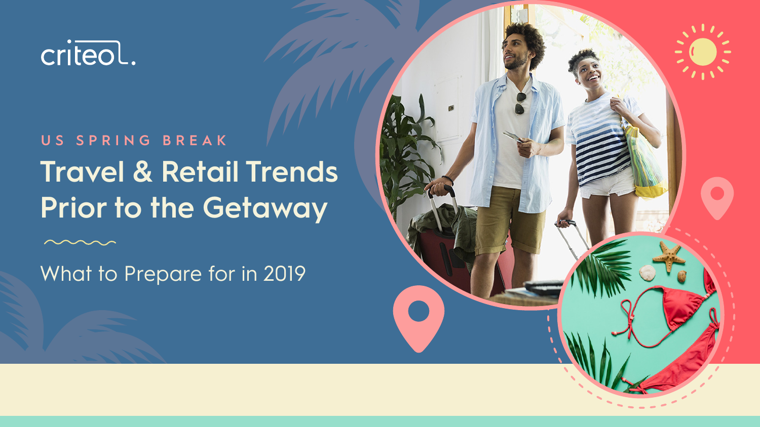criteo

US SPRING BREAK

# Travel & Retail Trends Prior to the Getaway

What to Prepare for in 2019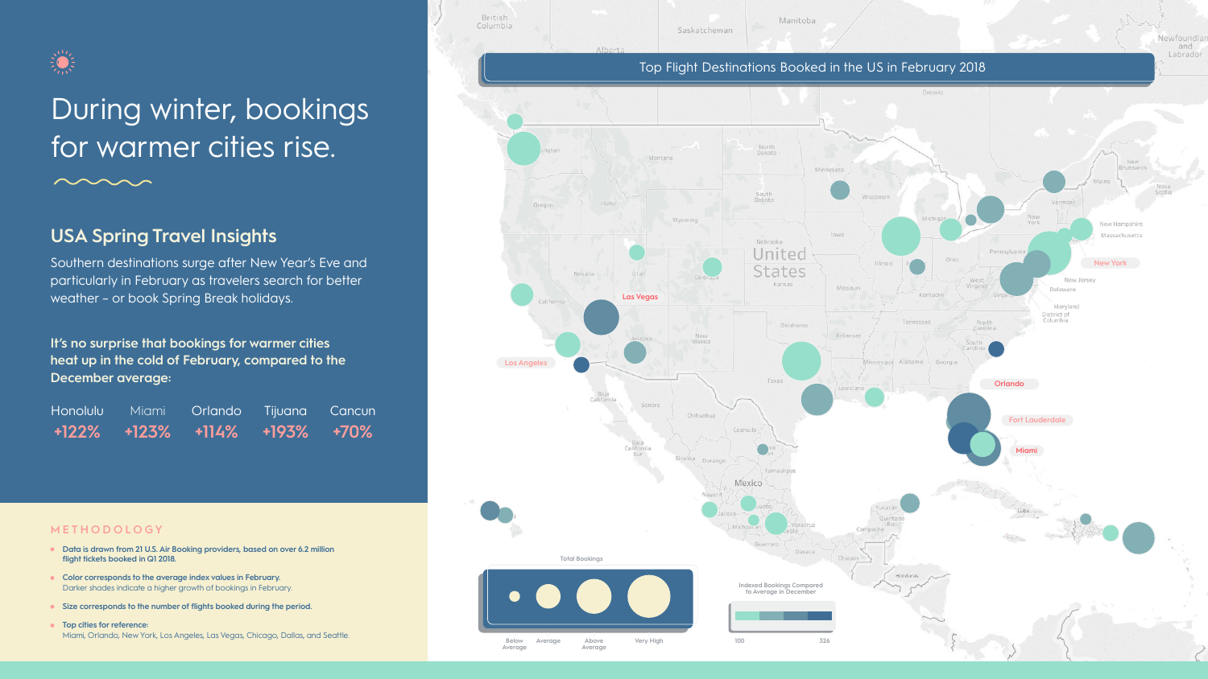# During winter, bookings for warmer cities rise.

## USA Spring Travel Insights

Southern destinations surge after New Year's Eve and particularly in February as travelers search for better weather – or book Spring Break holidays.

**It's no surprise that bookings for warmer cities heat up in the cold of February, compared to the December average:**

| Honolulu | Miami | Orlando | Tijuana | Cancun |
|---|---|---|---|---|
| +122% | +123% | +114% | +193% | +70% |

### Top Flight Destinations Booked in the US in February 2018

Los Angeles · Las Vegas · New York · Orlando · Fort Lauderdale · Miami

**Total Bookings:** Below Average · Average · Above Average · Very High

**Indexed Bookings Compared to Average in December:** 100 – 326

### METHODOLOGY

- Data is drawn from 21 U.S. Air Booking providers, based on over 6.2 million flight tickets booked in Q1 2018.
- Color corresponds to the average index values in February. Darker shades indicate a higher growth of bookings in February.
- Size corresponds to the number of flights booked during the period.
- Top cities for reference: Miami, Orlando, New York, Los Angeles, Las Vegas, Chicago, Dallas, and Seattle.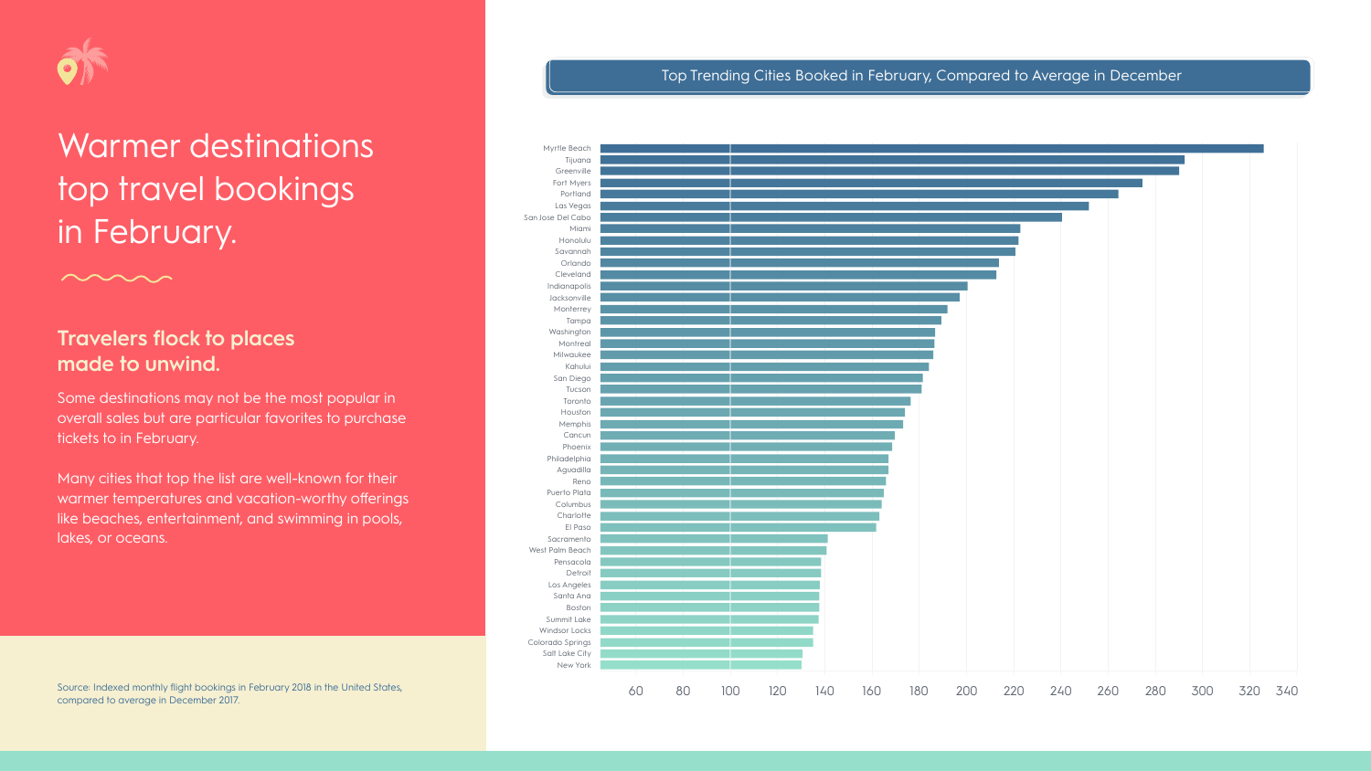# Warmer destinations top travel bookings in February.

## Travelers flock to places made to unwind.

Some destinations may not be the most popular in overall sales but are particular favorites to purchase tickets to in February.

Many cities that top the list are well-known for their warmer temperatures and vacation-worthy offerings like beaches, entertainment, and swimming in pools, lakes, or oceans.

Source: Indexed monthly flight bookings in February 2018 in the United States, compared to average in December 2017.

### Top Trending Cities Booked in February, Compared to Average in December

- Myrtle Beach
- Tijuana
- Greenville
- Fort Myers
- Portland
- Las Vegas
- San Jose Del Cabo
- Miami
- Honolulu
- Savannah
- Orlando
- Cleveland
- Indianapolis
- Jacksonville
- Monterrey
- Tampa
- Washington
- Montreal
- Milwaukee
- Kahului
- San Diego
- Tucson
- Toronto
- Houston
- Memphis
- Cancun
- Phoenix
- Philadelphia
- Aguadilla
- Reno
- Puerto Plata
- Columbus
- Charlotte
- El Paso
- Sacramento
- West Palm Beach
- Pensacola
- Detroit
- Los Angeles
- Santa Ana
- Boston
- Summit Lake
- Windsor Locks
- Colorado Springs
- Salt Lake City
- New York

60 80 100 120 140 160 180 200 220 240 260 280 300 320 340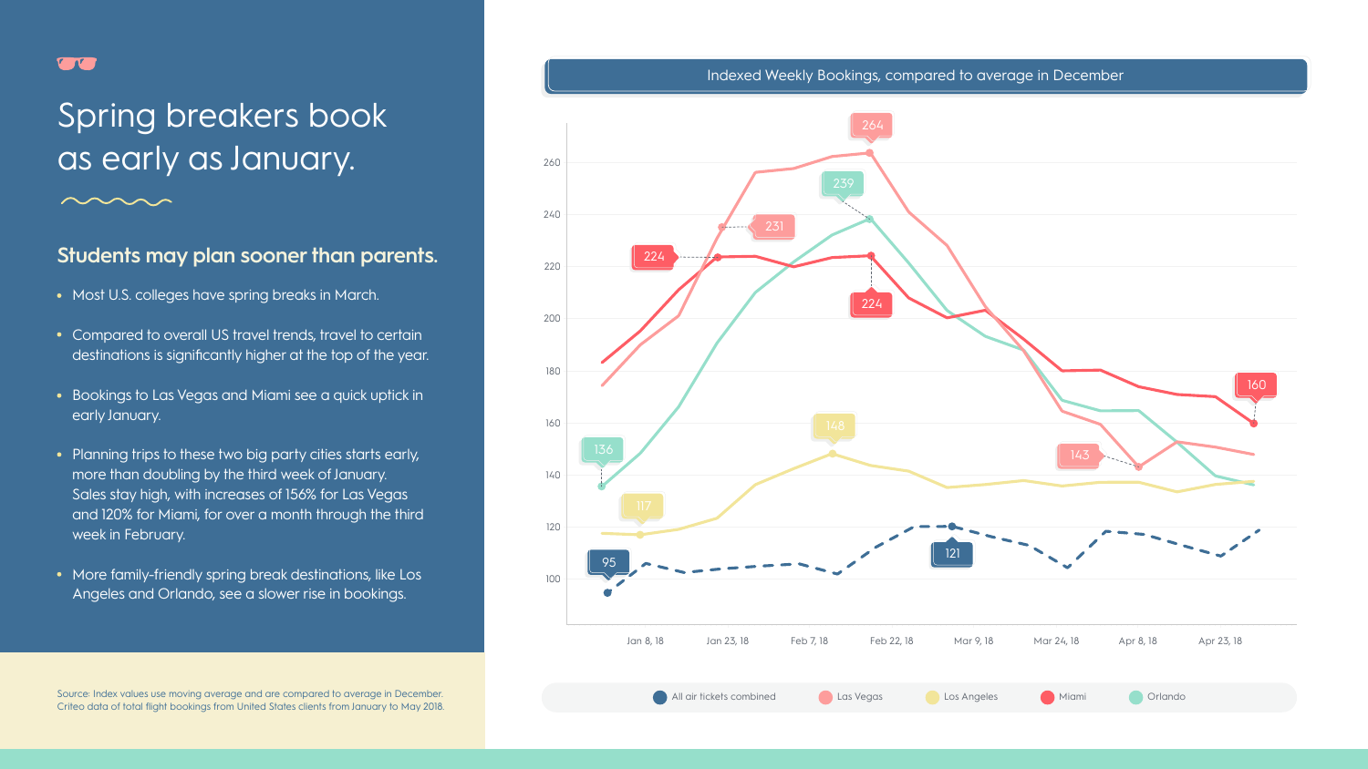# Spring breakers book as early as January.

## Students may plan sooner than parents.

- Most U.S. colleges have spring breaks in March.
- Compared to overall US travel trends, travel to certain destinations is significantly higher at the top of the year.
- Bookings to Las Vegas and Miami see a quick uptick in early January.
- Planning trips to these two big party cities starts early, more than doubling by the third week of January. Sales stay high, with increases of 156% for Las Vegas and 120% for Miami, for over a month through the third week in February.
- More family-friendly spring break destinations, like Los Angeles and Orlando, see a slower rise in bookings.

Source: Index values use moving average and are compared to average in December. Criteo data of total flight bookings from United States clients from January to May 2018.

**Indexed Weekly Bookings, compared to average in December**

Labeled values on chart:
- All air tickets combined: 95, 121
- Las Vegas: 231, 264, 143
- Los Angeles: 117, 148
- Miami: 224, 224, 160
- Orlando: 136, 239

X-axis: Jan 8, 18; Jan 23, 18; Feb 7, 18; Feb 22, 18; Mar 9, 18; Mar 24, 18; Apr 8, 18; Apr 23, 18

Y-axis: 100, 120, 140, 160, 180, 200, 220, 240, 260

Legend: All air tickets combined; Las Vegas; Los Angeles; Miami; Orlando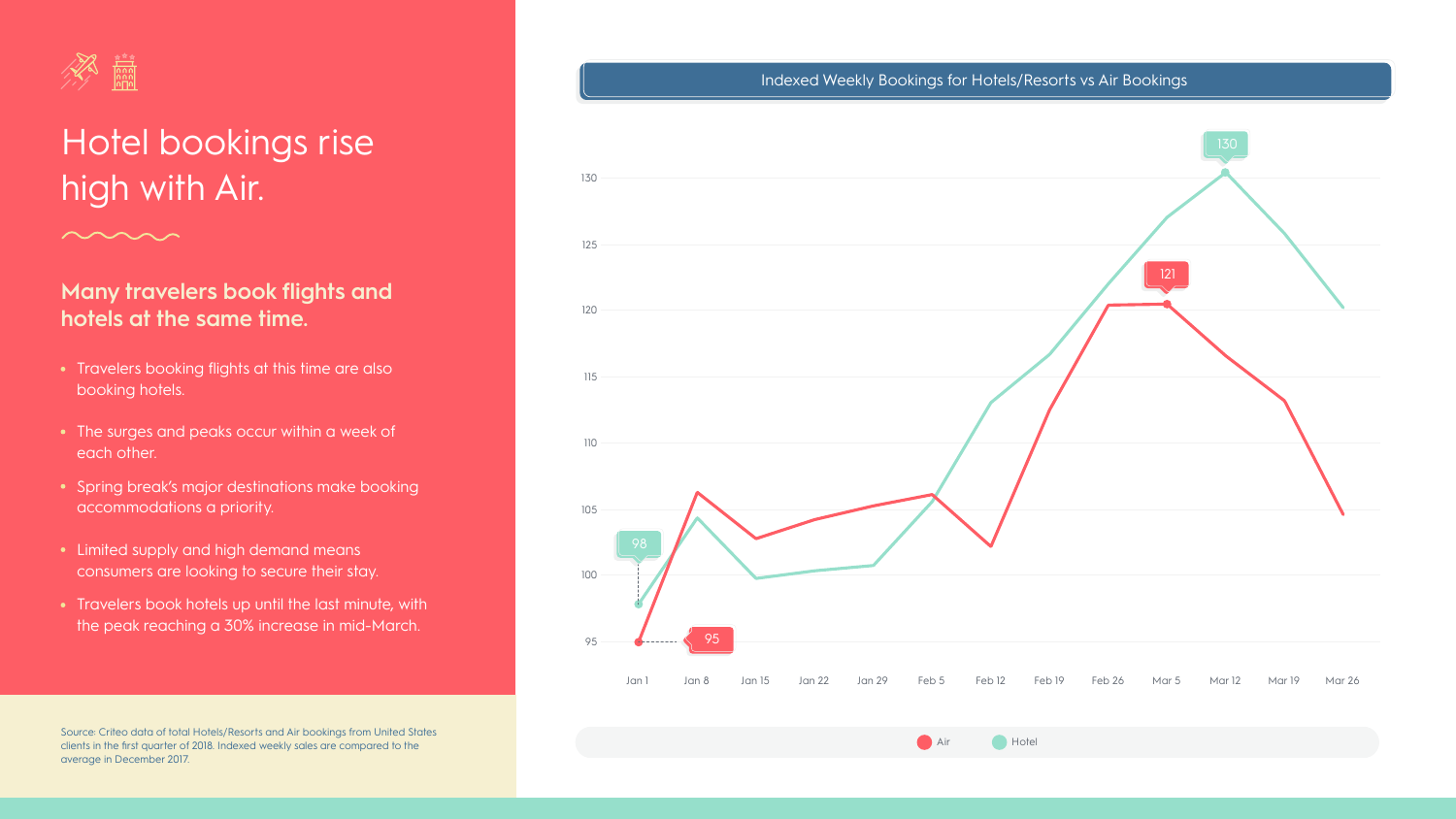# Hotel bookings rise high with Air.

**Many travelers book flights and hotels at the same time.**

- Travelers booking flights at this time are also booking hotels.
- The surges and peaks occur within a week of each other.
- Spring break's major destinations make booking accommodations a priority.
- Limited supply and high demand means consumers are looking to secure their stay.
- Travelers book hotels up until the last minute, with the peak reaching a 30% increase in mid-March.

Source: Criteo data of total Hotels/Resorts and Air bookings from United States clients in the first quarter of 2018. Indexed weekly sales are compared to the average in December 2017.

**Indexed Weekly Bookings for Hotels/Resorts vs Air Bookings**

Labeled points: Air — Jan 1: 95; Mar 5: 121. Hotel — Jan 1: 98; Mar 12: 130.

Y-axis: 95, 100, 105, 110, 115, 120, 125, 130

X-axis: Jan 1, Jan 8, Jan 15, Jan 22, Jan 29, Feb 5, Feb 12, Feb 19, Feb 26, Mar 5, Mar 12, Mar 19, Mar 26

Legend: Air, Hotel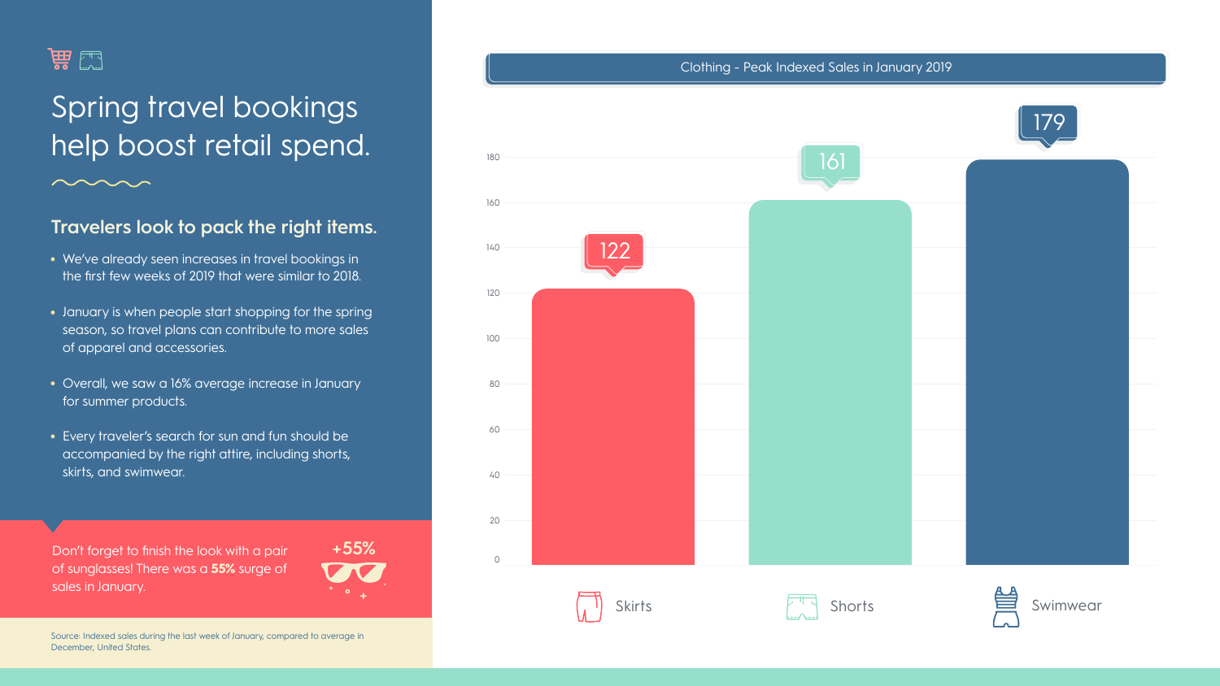# Spring travel bookings help boost retail spend.

## Travelers look to pack the right items.

- We've already seen increases in travel bookings in the first few weeks of 2019 that were similar to 2018.
- January is when people start shopping for the spring season, so travel plans can contribute to more sales of apparel and accessories.
- Overall, we saw a 16% average increase in January for summer products.
- Every traveler's search for sun and fun should be accompanied by the right attire, including shorts, skirts, and swimwear.

Don't forget to finish the look with a pair of sunglasses! There was a **55%** surge of sales in January.

+55%

Source: Indexed sales during the last week of January, compared to average in December, United States.

Clothing - Peak Indexed Sales in January 2019

0
20
40
60
80
100
120
140
160
180

122
161
179

Skirts
Shorts
Swimwear